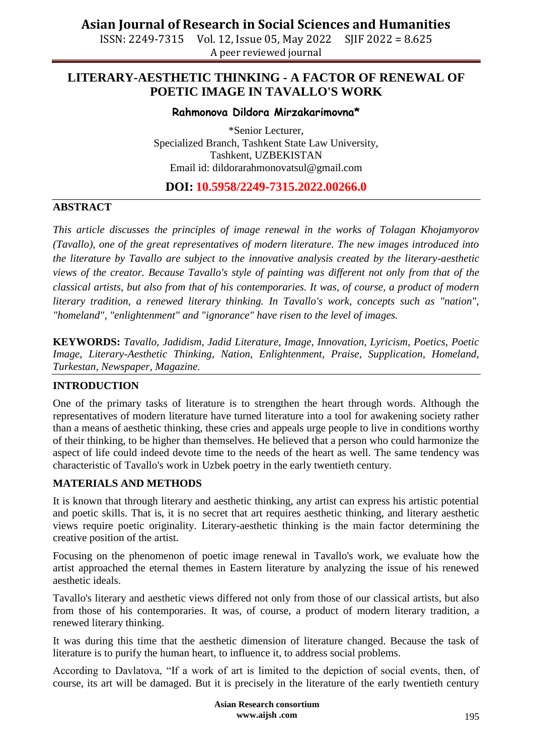# LITERARY-AESTHETIC THINKING - A FACTOR OF RENEWAL OF POETIC IMAGE IN TAVALLO'S WORK

**Rahmonova Dildora Mirzakarimovna***

*Senior Lecturer,
Specialized Branch, Tashkent State Law University,
Tashkent, UZBEKISTAN
Email id: dildorarahmonovatsul@gmail.com

**DOI: 10.5958/2249-7315.2022.00266.0**

## ABSTRACT

*This article discusses the principles of image renewal in the works of Tolagan Khojamyorov (Tavallo), one of the great representatives of modern literature. The new images introduced into the literature by Tavallo are subject to the innovative analysis created by the literary-aesthetic views of the creator. Because Tavallo's style of painting was different not only from that of the classical artists, but also from that of his contemporaries. It was, of course, a product of modern literary tradition, a renewed literary thinking. In Tavallo's work, concepts such as "nation", "homeland", "enlightenment" and "ignorance" have risen to the level of images.*

**KEYWORDS:** *Tavallo, Jadidism, Jadid Literature, Image, Innovation, Lyricism, Poetics, Poetic Image, Literary-Aesthetic Thinking, Nation, Enlightenment, Praise, Supplication, Homeland, Turkestan, Newspaper, Magazine.*

## INTRODUCTION

One of the primary tasks of literature is to strengthen the heart through words. Although the representatives of modern literature have turned literature into a tool for awakening society rather than a means of aesthetic thinking, these cries and appeals urge people to live in conditions worthy of their thinking, to be higher than themselves. He believed that a person who could harmonize the aspect of life could indeed devote time to the needs of the heart as well. The same tendency was characteristic of Tavallo's work in Uzbek poetry in the early twentieth century.

## MATERIALS AND METHODS

It is known that through literary and aesthetic thinking, any artist can express his artistic potential and poetic skills. That is, it is no secret that art requires aesthetic thinking, and literary aesthetic views require poetic originality. Literary-aesthetic thinking is the main factor determining the creative position of the artist.

Focusing on the phenomenon of poetic image renewal in Tavallo's work, we evaluate how the artist approached the eternal themes in Eastern literature by analyzing the issue of his renewed aesthetic ideals.

Tavallo's literary and aesthetic views differed not only from those of our classical artists, but also from those of his contemporaries. It was, of course, a product of modern literary tradition, a renewed literary thinking.

It was during this time that the aesthetic dimension of literature changed. Because the task of literature is to purify the human heart, to influence it, to address social problems.

According to Davlatova, "If a work of art is limited to the depiction of social events, then, of course, its art will be damaged. But it is precisely in the literature of the early twentieth century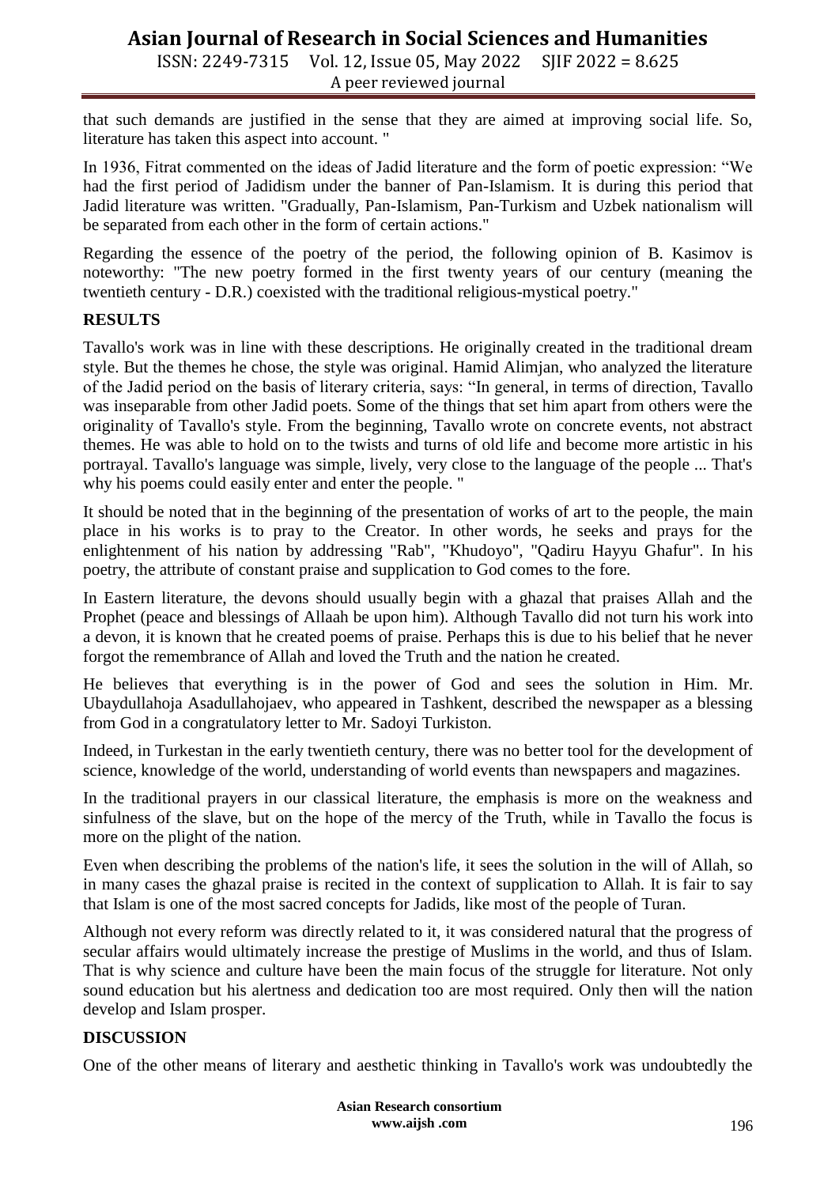that such demands are justified in the sense that they are aimed at improving social life. So, literature has taken this aspect into account. "

In 1936, Fitrat commented on the ideas of Jadid literature and the form of poetic expression: "We had the first period of Jadidism under the banner of Pan-Islamism. It is during this period that Jadid literature was written. "Gradually, Pan-Islamism, Pan-Turkism and Uzbek nationalism will be separated from each other in the form of certain actions."

Regarding the essence of the poetry of the period, the following opinion of B. Kasimov is noteworthy: "The new poetry formed in the first twenty years of our century (meaning the twentieth century - D.R.) coexisted with the traditional religious-mystical poetry."

## RESULTS

Tavallo's work was in line with these descriptions. He originally created in the traditional dream style. But the themes he chose, the style was original. Hamid Alimjan, who analyzed the literature of the Jadid period on the basis of literary criteria, says: "In general, in terms of direction, Tavallo was inseparable from other Jadid poets. Some of the things that set him apart from others were the originality of Tavallo's style. From the beginning, Tavallo wrote on concrete events, not abstract themes. He was able to hold on to the twists and turns of old life and become more artistic in his portrayal. Tavallo's language was simple, lively, very close to the language of the people ... That's why his poems could easily enter and enter the people. "

It should be noted that in the beginning of the presentation of works of art to the people, the main place in his works is to pray to the Creator. In other words, he seeks and prays for the enlightenment of his nation by addressing "Rab", "Khudoyo", "Qadiru Hayyu Ghafur". In his poetry, the attribute of constant praise and supplication to God comes to the fore.

In Eastern literature, the devons should usually begin with a ghazal that praises Allah and the Prophet (peace and blessings of Allaah be upon him). Although Tavallo did not turn his work into a devon, it is known that he created poems of praise. Perhaps this is due to his belief that he never forgot the remembrance of Allah and loved the Truth and the nation he created.

He believes that everything is in the power of God and sees the solution in Him. Mr. Ubaydullahoja Asadullahojaev, who appeared in Tashkent, described the newspaper as a blessing from God in a congratulatory letter to Mr. Sadoyi Turkiston.

Indeed, in Turkestan in the early twentieth century, there was no better tool for the development of science, knowledge of the world, understanding of world events than newspapers and magazines.

In the traditional prayers in our classical literature, the emphasis is more on the weakness and sinfulness of the slave, but on the hope of the mercy of the Truth, while in Tavallo the focus is more on the plight of the nation.

Even when describing the problems of the nation's life, it sees the solution in the will of Allah, so in many cases the ghazal praise is recited in the context of supplication to Allah. It is fair to say that Islam is one of the most sacred concepts for Jadids, like most of the people of Turan.

Although not every reform was directly related to it, it was considered natural that the progress of secular affairs would ultimately increase the prestige of Muslims in the world, and thus of Islam. That is why science and culture have been the main focus of the struggle for literature. Not only sound education but his alertness and dedication too are most required. Only then will the nation develop and Islam prosper.

## DISCUSSION

One of the other means of literary and aesthetic thinking in Tavallo's work was undoubtedly the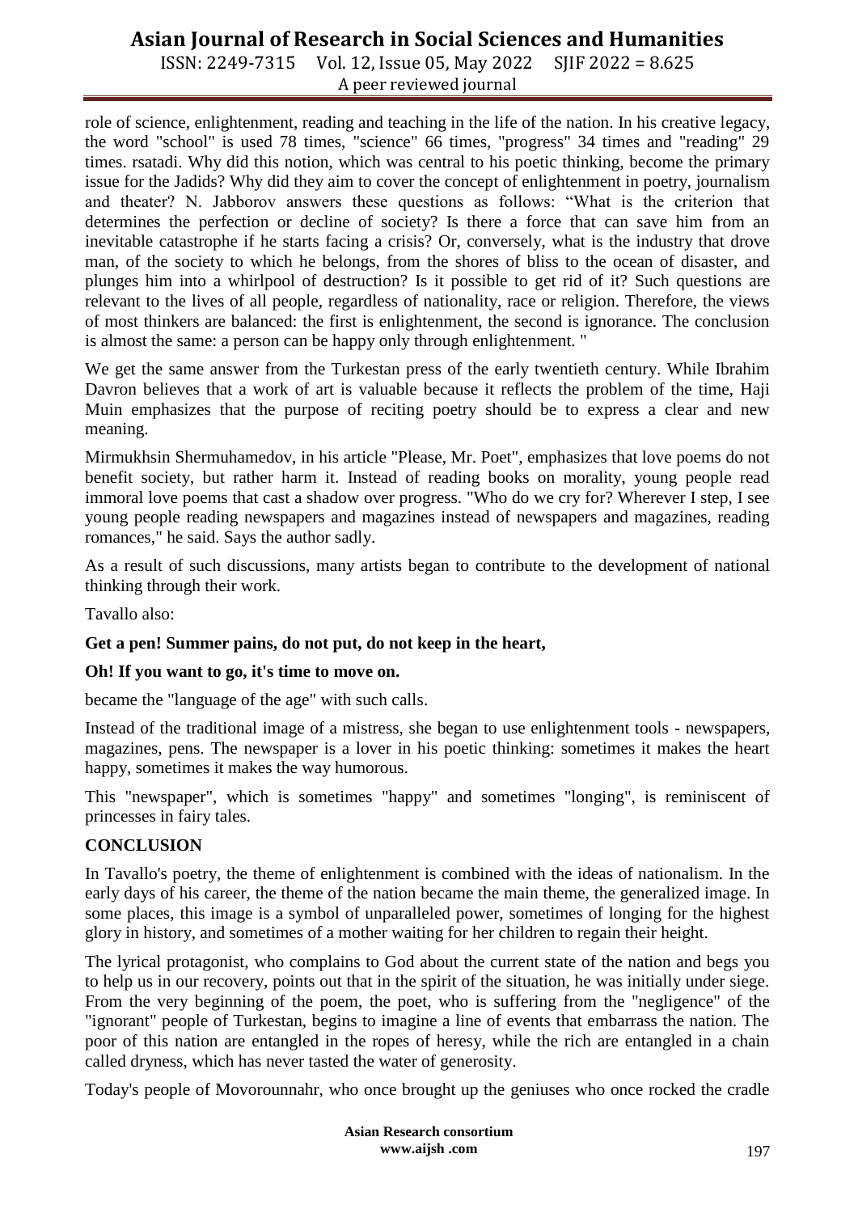role of science, enlightenment, reading and teaching in the life of the nation. In his creative legacy, the word "school" is used 78 times, "science" 66 times, "progress" 34 times and "reading" 29 times. rsatadi. Why did this notion, which was central to his poetic thinking, become the primary issue for the Jadids? Why did they aim to cover the concept of enlightenment in poetry, journalism and theater? N. Jabborov answers these questions as follows: "What is the criterion that determines the perfection or decline of society? Is there a force that can save him from an inevitable catastrophe if he starts facing a crisis? Or, conversely, what is the industry that drove man, of the society to which he belongs, from the shores of bliss to the ocean of disaster, and plunges him into a whirlpool of destruction? Is it possible to get rid of it? Such questions are relevant to the lives of all people, regardless of nationality, race or religion. Therefore, the views of most thinkers are balanced: the first is enlightenment, the second is ignorance. The conclusion is almost the same: a person can be happy only through enlightenment. "

We get the same answer from the Turkestan press of the early twentieth century. While Ibrahim Davron believes that a work of art is valuable because it reflects the problem of the time, Haji Muin emphasizes that the purpose of reciting poetry should be to express a clear and new meaning.

Mirmukhsin Shermuhamedov, in his article "Please, Mr. Poet", emphasizes that love poems do not benefit society, but rather harm it. Instead of reading books on morality, young people read immoral love poems that cast a shadow over progress. "Who do we cry for? Wherever I step, I see young people reading newspapers and magazines instead of newspapers and magazines, reading romances," he said. Says the author sadly.

As a result of such discussions, many artists began to contribute to the development of national thinking through their work.

Tavallo also:

**Get a pen! Summer pains, do not put, do not keep in the heart,**

**Oh! If you want to go, it's time to move on.**

became the "language of the age" with such calls.

Instead of the traditional image of a mistress, she began to use enlightenment tools - newspapers, magazines, pens. The newspaper is a lover in his poetic thinking: sometimes it makes the heart happy, sometimes it makes the way humorous.

This "newspaper", which is sometimes "happy" and sometimes "longing", is reminiscent of princesses in fairy tales.

## CONCLUSION

In Tavallo's poetry, the theme of enlightenment is combined with the ideas of nationalism. In the early days of his career, the theme of the nation became the main theme, the generalized image. In some places, this image is a symbol of unparalleled power, sometimes of longing for the highest glory in history, and sometimes of a mother waiting for her children to regain their height.

The lyrical protagonist, who complains to God about the current state of the nation and begs you to help us in our recovery, points out that in the spirit of the situation, he was initially under siege. From the very beginning of the poem, the poet, who is suffering from the "negligence" of the "ignorant" people of Turkestan, begins to imagine a line of events that embarrass the nation. The poor of this nation are entangled in the ropes of heresy, while the rich are entangled in a chain called dryness, which has never tasted the water of generosity.

Today's people of Movorounnahr, who once brought up the geniuses who once rocked the cradle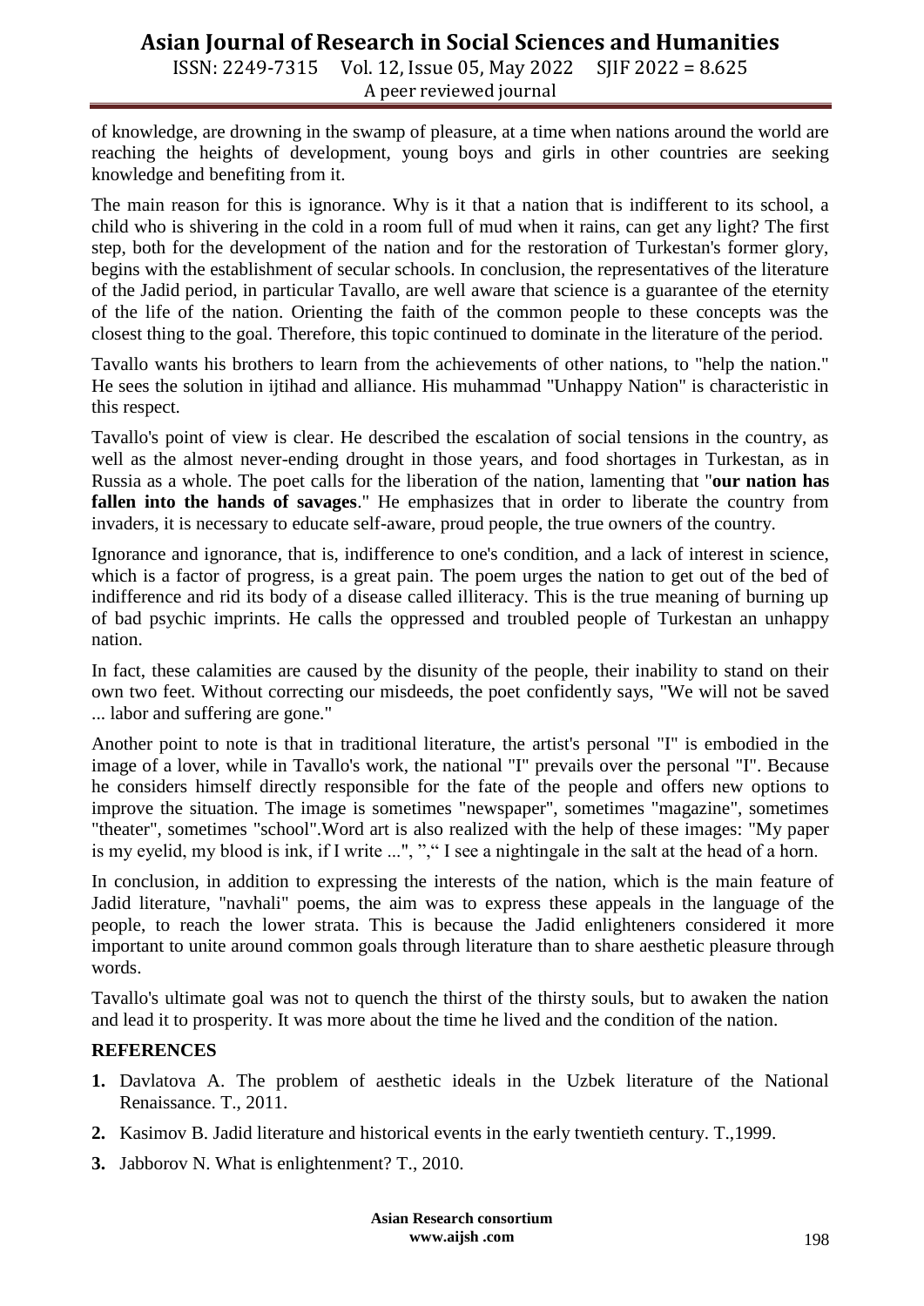of knowledge, are drowning in the swamp of pleasure, at a time when nations around the world are reaching the heights of development, young boys and girls in other countries are seeking knowledge and benefiting from it.

The main reason for this is ignorance. Why is it that a nation that is indifferent to its school, a child who is shivering in the cold in a room full of mud when it rains, can get any light? The first step, both for the development of the nation and for the restoration of Turkestan's former glory, begins with the establishment of secular schools. In conclusion, the representatives of the literature of the Jadid period, in particular Tavallo, are well aware that science is a guarantee of the eternity of the life of the nation. Orienting the faith of the common people to these concepts was the closest thing to the goal. Therefore, this topic continued to dominate in the literature of the period.

Tavallo wants his brothers to learn from the achievements of other nations, to "help the nation." He sees the solution in ijtihad and alliance. His muhammad "Unhappy Nation" is characteristic in this respect.

Tavallo's point of view is clear. He described the escalation of social tensions in the country, as well as the almost never-ending drought in those years, and food shortages in Turkestan, as in Russia as a whole. The poet calls for the liberation of the nation, lamenting that "**our nation has fallen into the hands of savages**." He emphasizes that in order to liberate the country from invaders, it is necessary to educate self-aware, proud people, the true owners of the country.

Ignorance and ignorance, that is, indifference to one's condition, and a lack of interest in science, which is a factor of progress, is a great pain. The poem urges the nation to get out of the bed of indifference and rid its body of a disease called illiteracy. This is the true meaning of burning up of bad psychic imprints. He calls the oppressed and troubled people of Turkestan an unhappy nation.

In fact, these calamities are caused by the disunity of the people, their inability to stand on their own two feet. Without correcting our misdeeds, the poet confidently says, "We will not be saved ... labor and suffering are gone."

Another point to note is that in traditional literature, the artist's personal "I" is embodied in the image of a lover, while in Tavallo's work, the national "I" prevails over the personal "I". Because he considers himself directly responsible for the fate of the people and offers new options to improve the situation. The image is sometimes "newspaper", sometimes "magazine", sometimes "theater", sometimes "school".Word art is also realized with the help of these images: "My paper is my eyelid, my blood is ink, if I write ...", ","“ I see a nightingale in the salt at the head of a horn.

In conclusion, in addition to expressing the interests of the nation, which is the main feature of Jadid literature, "navhali" poems, the aim was to express these appeals in the language of the people, to reach the lower strata. This is because the Jadid enlighteners considered it more important to unite around common goals through literature than to share aesthetic pleasure through words.

Tavallo's ultimate goal was not to quench the thirst of the thirsty souls, but to awaken the nation and lead it to prosperity. It was more about the time he lived and the condition of the nation.

## REFERENCES

1. Davlatova A. The problem of aesthetic ideals in the Uzbek literature of the National Renaissance. T., 2011.
2. Kasimov B. Jadid literature and historical events in the early twentieth century. T.,1999.
3. Jabborov N. What is enlightenment? T., 2010.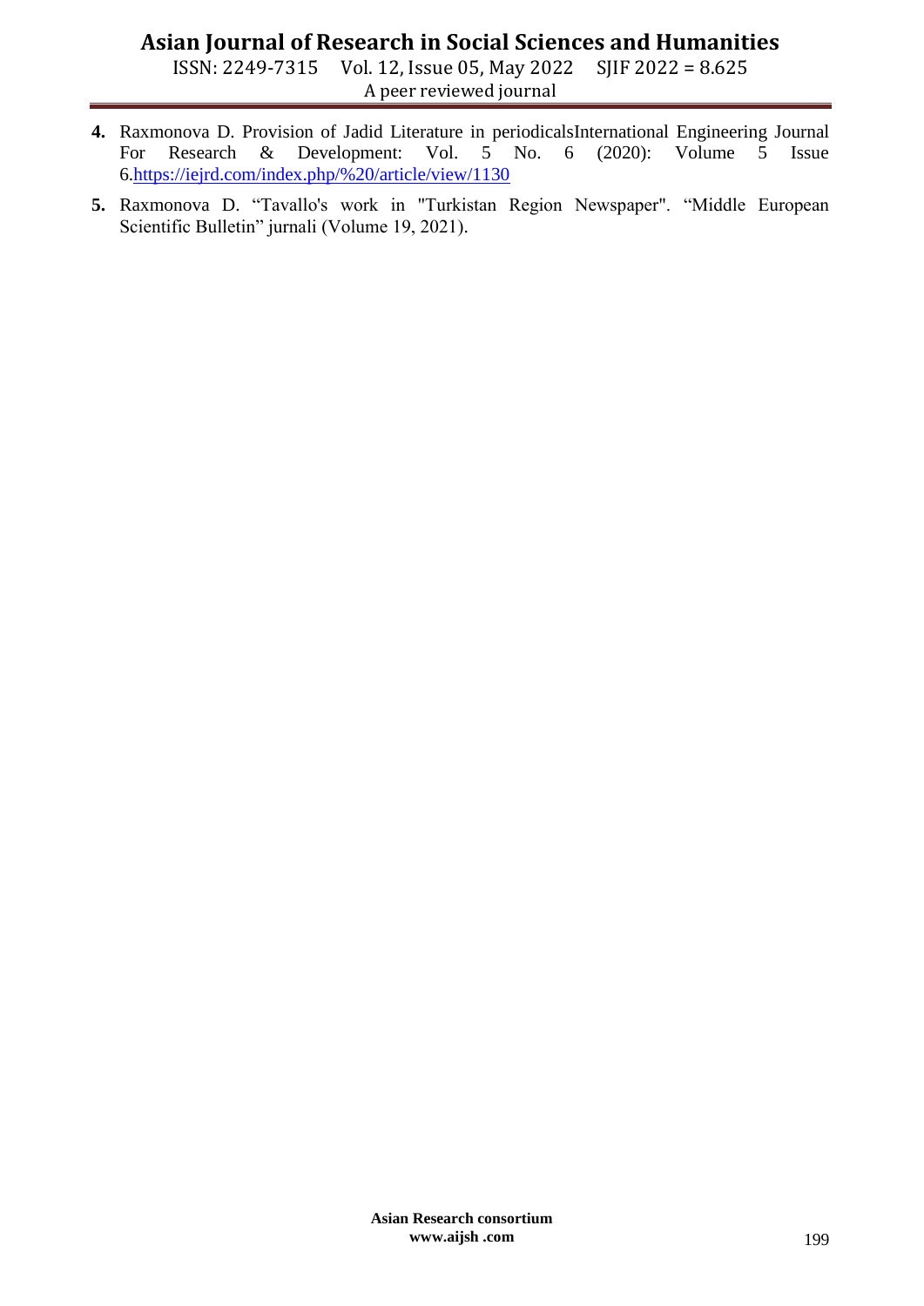4. Raxmonova D. Provision of Jadid Literature in periodicalsInternational Engineering Journal For Research & Development: Vol. 5 No. 6 (2020): Volume 5 Issue 6.https://iejrd.com/index.php/%20/article/view/1130

5. Raxmonova D. "Tavallo's work in "Turkistan Region Newspaper". "Middle European Scientific Bulletin" jurnali (Volume 19, 2021).